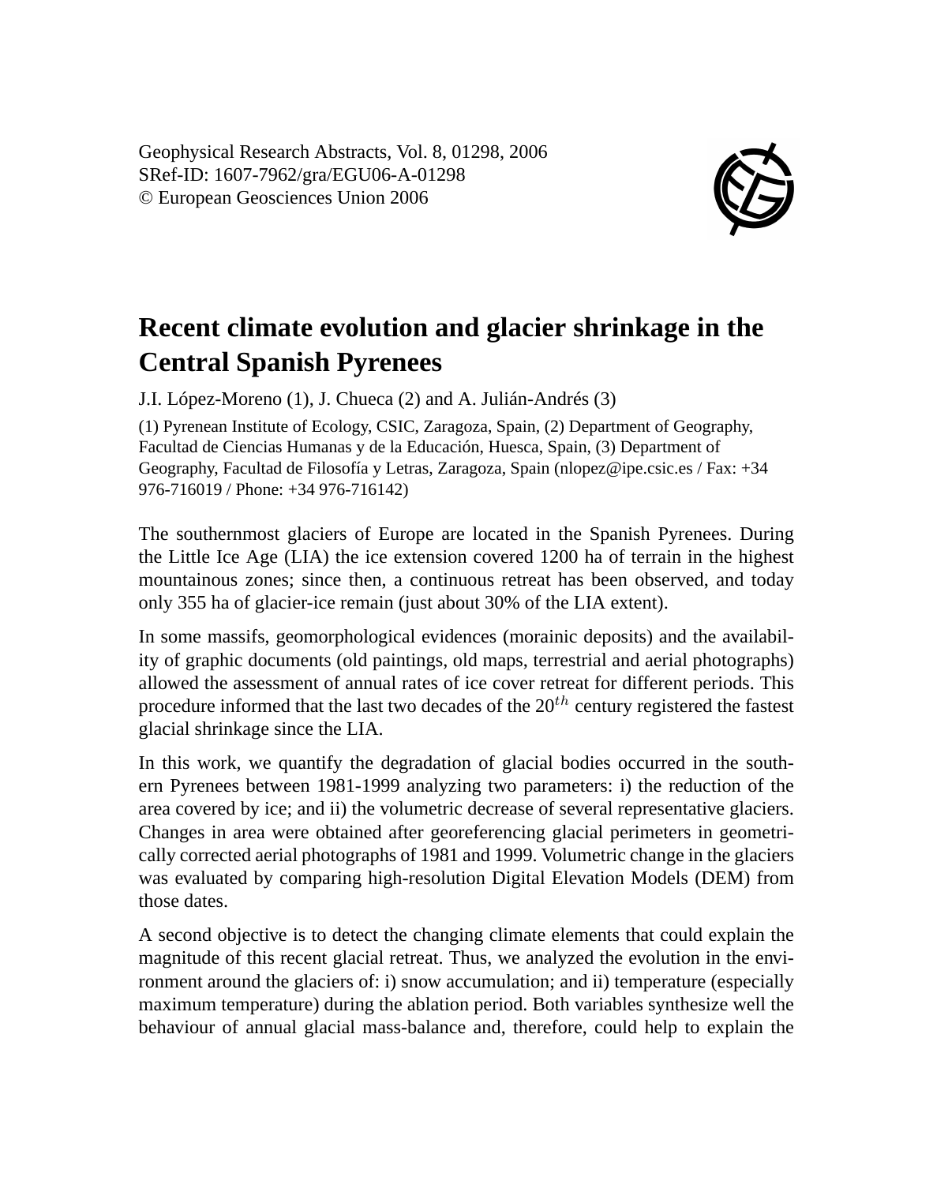Geophysical Research Abstracts, Vol. 8, 01298, 2006
SRef-ID: 1607-7962/gra/EGU06-A-01298
© European Geosciences Union 2006

# Recent climate evolution and glacier shrinkage in the Central Spanish Pyrenees

J.I. López-Moreno (1), J. Chueca (2) and A. Julián-Andrés (3)

(1) Pyrenean Institute of Ecology, CSIC, Zaragoza, Spain, (2) Department of Geography, Facultad de Ciencias Humanas y de la Educación, Huesca, Spain, (3) Department of Geography, Facultad de Filosofía y Letras, Zaragoza, Spain (nlopez@ipe.csic.es / Fax: +34 976-716019 / Phone: +34 976-716142)

The southernmost glaciers of Europe are located in the Spanish Pyrenees. During the Little Ice Age (LIA) the ice extension covered 1200 ha of terrain in the highest mountainous zones; since then, a continuous retreat has been observed, and today only 355 ha of glacier-ice remain (just about 30% of the LIA extent).

In some massifs, geomorphological evidences (morainic deposits) and the availability of graphic documents (old paintings, old maps, terrestrial and aerial photographs) allowed the assessment of annual rates of ice cover retreat for different periods. This procedure informed that the last two decades of the $20^{th}$ century registered the fastest glacial shrinkage since the LIA.

In this work, we quantify the degradation of glacial bodies occurred in the southern Pyrenees between 1981-1999 analyzing two parameters: i) the reduction of the area covered by ice; and ii) the volumetric decrease of several representative glaciers. Changes in area were obtained after georeferencing glacial perimeters in geometrically corrected aerial photographs of 1981 and 1999. Volumetric change in the glaciers was evaluated by comparing high-resolution Digital Elevation Models (DEM) from those dates.

A second objective is to detect the changing climate elements that could explain the magnitude of this recent glacial retreat. Thus, we analyzed the evolution in the environment around the glaciers of: i) snow accumulation; and ii) temperature (especially maximum temperature) during the ablation period. Both variables synthesize well the behaviour of annual glacial mass-balance and, therefore, could help to explain the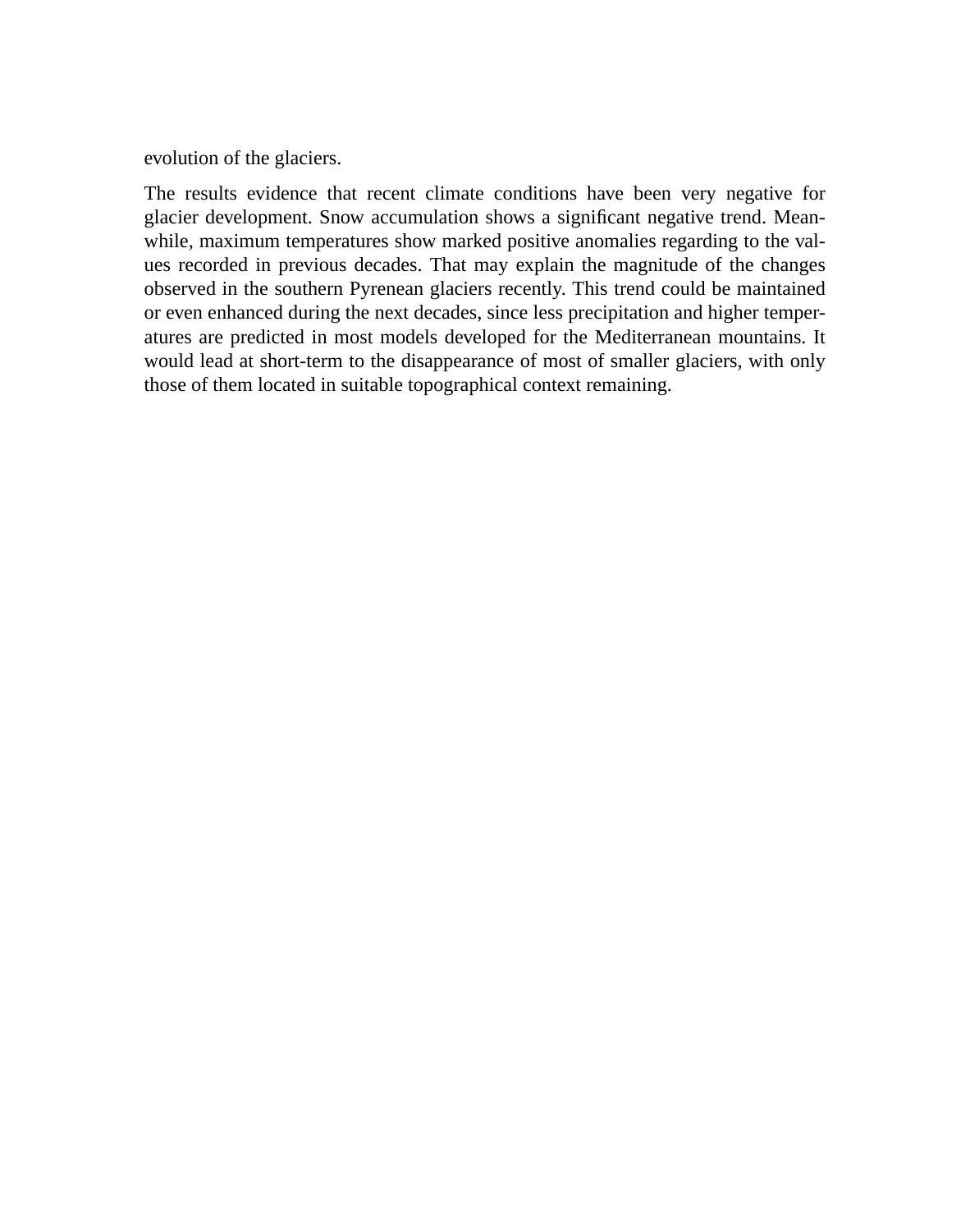evolution of the glaciers.

The results evidence that recent climate conditions have been very negative for glacier development. Snow accumulation shows a significant negative trend. Meanwhile, maximum temperatures show marked positive anomalies regarding to the values recorded in previous decades. That may explain the magnitude of the changes observed in the southern Pyrenean glaciers recently. This trend could be maintained or even enhanced during the next decades, since less precipitation and higher temperatures are predicted in most models developed for the Mediterranean mountains. It would lead at short-term to the disappearance of most of smaller glaciers, with only those of them located in suitable topographical context remaining.